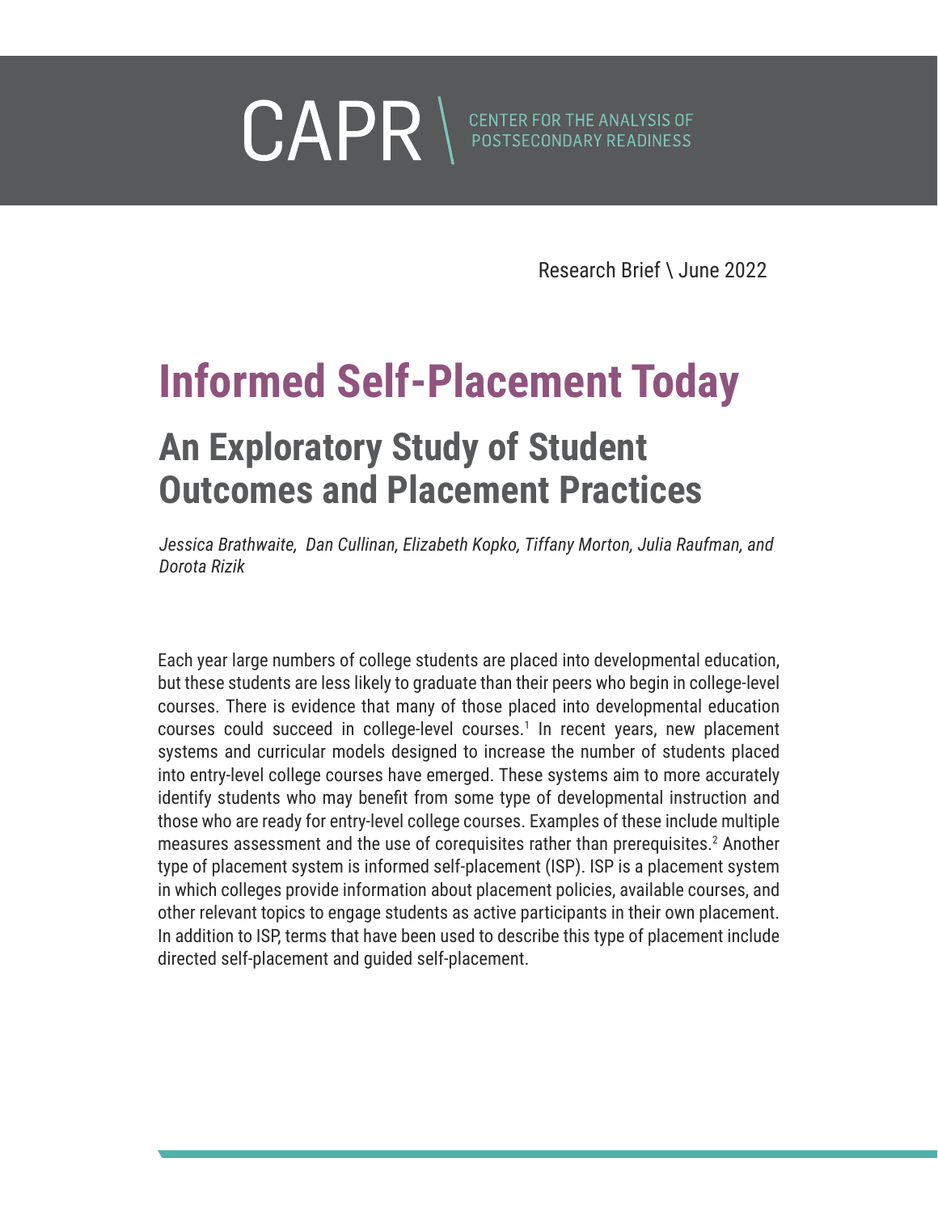CAPR \ CENTER FOR THE ANALYSIS OF POSTSECONDARY READINESS

Research Brief \ June 2022

# Informed Self-Placement Today

## An Exploratory Study of Student Outcomes and Placement Practices

*Jessica Brathwaite, Dan Cullinan, Elizabeth Kopko, Tiffany Morton, Julia Raufman, and Dorota Rizik*

Each year large numbers of college students are placed into developmental education, but these students are less likely to graduate than their peers who begin in college-level courses. There is evidence that many of those placed into developmental education courses could succeed in college-level courses.[1] In recent years, new placement systems and curricular models designed to increase the number of students placed into entry-level college courses have emerged. These systems aim to more accurately identify students who may benefit from some type of developmental instruction and those who are ready for entry-level college courses. Examples of these include multiple measures assessment and the use of corequisites rather than prerequisites.[2] Another type of placement system is informed self-placement (ISP). ISP is a placement system in which colleges provide information about placement policies, available courses, and other relevant topics to engage students as active participants in their own placement. In addition to ISP, terms that have been used to describe this type of placement include directed self-placement and guided self-placement.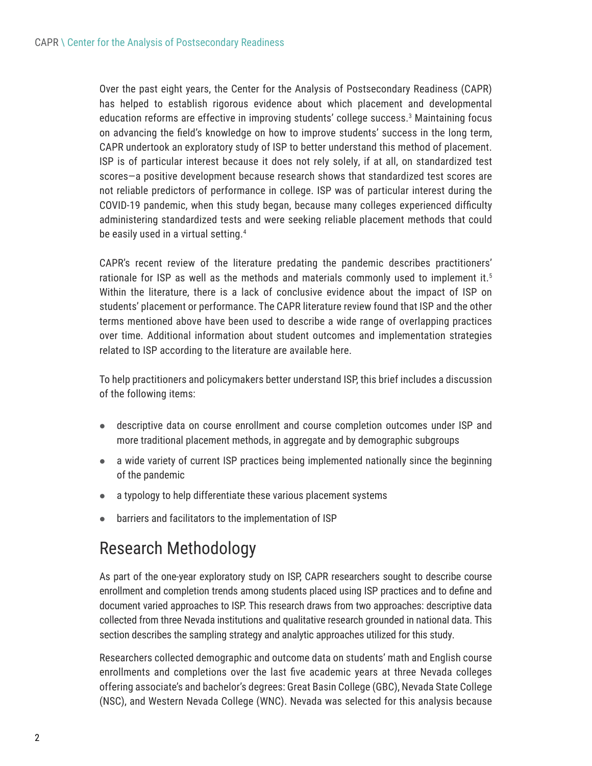Over the past eight years, the Center for the Analysis of Postsecondary Readiness (CAPR) has helped to establish rigorous evidence about which placement and developmental education reforms are effective in improving students' college success.[3] Maintaining focus on advancing the field's knowledge on how to improve students' success in the long term, CAPR undertook an exploratory study of ISP to better understand this method of placement. ISP is of particular interest because it does not rely solely, if at all, on standardized test scores—a positive development because research shows that standardized test scores are not reliable predictors of performance in college. ISP was of particular interest during the COVID-19 pandemic, when this study began, because many colleges experienced difficulty administering standardized tests and were seeking reliable placement methods that could be easily used in a virtual setting.[4]

CAPR's recent review of the literature predating the pandemic describes practitioners' rationale for ISP as well as the methods and materials commonly used to implement it.[5] Within the literature, there is a lack of conclusive evidence about the impact of ISP on students' placement or performance. The CAPR literature review found that ISP and the other terms mentioned above have been used to describe a wide range of overlapping practices over time. Additional information about student outcomes and implementation strategies related to ISP according to the literature are available here.

To help practitioners and policymakers better understand ISP, this brief includes a discussion of the following items:

- descriptive data on course enrollment and course completion outcomes under ISP and more traditional placement methods, in aggregate and by demographic subgroups
- a wide variety of current ISP practices being implemented nationally since the beginning of the pandemic
- a typology to help differentiate these various placement systems
- barriers and facilitators to the implementation of ISP

## Research Methodology

As part of the one-year exploratory study on ISP, CAPR researchers sought to describe course enrollment and completion trends among students placed using ISP practices and to define and document varied approaches to ISP. This research draws from two approaches: descriptive data collected from three Nevada institutions and qualitative research grounded in national data. This section describes the sampling strategy and analytic approaches utilized for this study.

Researchers collected demographic and outcome data on students' math and English course enrollments and completions over the last five academic years at three Nevada colleges offering associate's and bachelor's degrees: Great Basin College (GBC), Nevada State College (NSC), and Western Nevada College (WNC). Nevada was selected for this analysis because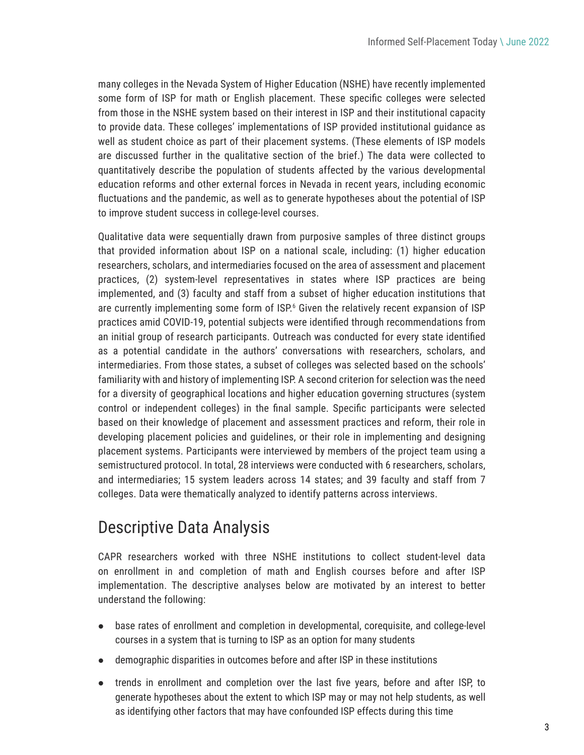many colleges in the Nevada System of Higher Education (NSHE) have recently implemented some form of ISP for math or English placement. These specific colleges were selected from those in the NSHE system based on their interest in ISP and their institutional capacity to provide data. These colleges' implementations of ISP provided institutional guidance as well as student choice as part of their placement systems. (These elements of ISP models are discussed further in the qualitative section of the brief.) The data were collected to quantitatively describe the population of students affected by the various developmental education reforms and other external forces in Nevada in recent years, including economic fluctuations and the pandemic, as well as to generate hypotheses about the potential of ISP to improve student success in college-level courses.

Qualitative data were sequentially drawn from purposive samples of three distinct groups that provided information about ISP on a national scale, including: (1) higher education researchers, scholars, and intermediaries focused on the area of assessment and placement practices, (2) system-level representatives in states where ISP practices are being implemented, and (3) faculty and staff from a subset of higher education institutions that are currently implementing some form of ISP.[6] Given the relatively recent expansion of ISP practices amid COVID-19, potential subjects were identified through recommendations from an initial group of research participants. Outreach was conducted for every state identified as a potential candidate in the authors' conversations with researchers, scholars, and intermediaries. From those states, a subset of colleges was selected based on the schools' familiarity with and history of implementing ISP. A second criterion for selection was the need for a diversity of geographical locations and higher education governing structures (system control or independent colleges) in the final sample. Specific participants were selected based on their knowledge of placement and assessment practices and reform, their role in developing placement policies and guidelines, or their role in implementing and designing placement systems. Participants were interviewed by members of the project team using a semistructured protocol. In total, 28 interviews were conducted with 6 researchers, scholars, and intermediaries; 15 system leaders across 14 states; and 39 faculty and staff from 7 colleges. Data were thematically analyzed to identify patterns across interviews.

## Descriptive Data Analysis

CAPR researchers worked with three NSHE institutions to collect student-level data on enrollment in and completion of math and English courses before and after ISP implementation. The descriptive analyses below are motivated by an interest to better understand the following:

- base rates of enrollment and completion in developmental, corequisite, and college-level courses in a system that is turning to ISP as an option for many students
- demographic disparities in outcomes before and after ISP in these institutions
- trends in enrollment and completion over the last five years, before and after ISP, to generate hypotheses about the extent to which ISP may or may not help students, as well as identifying other factors that may have confounded ISP effects during this time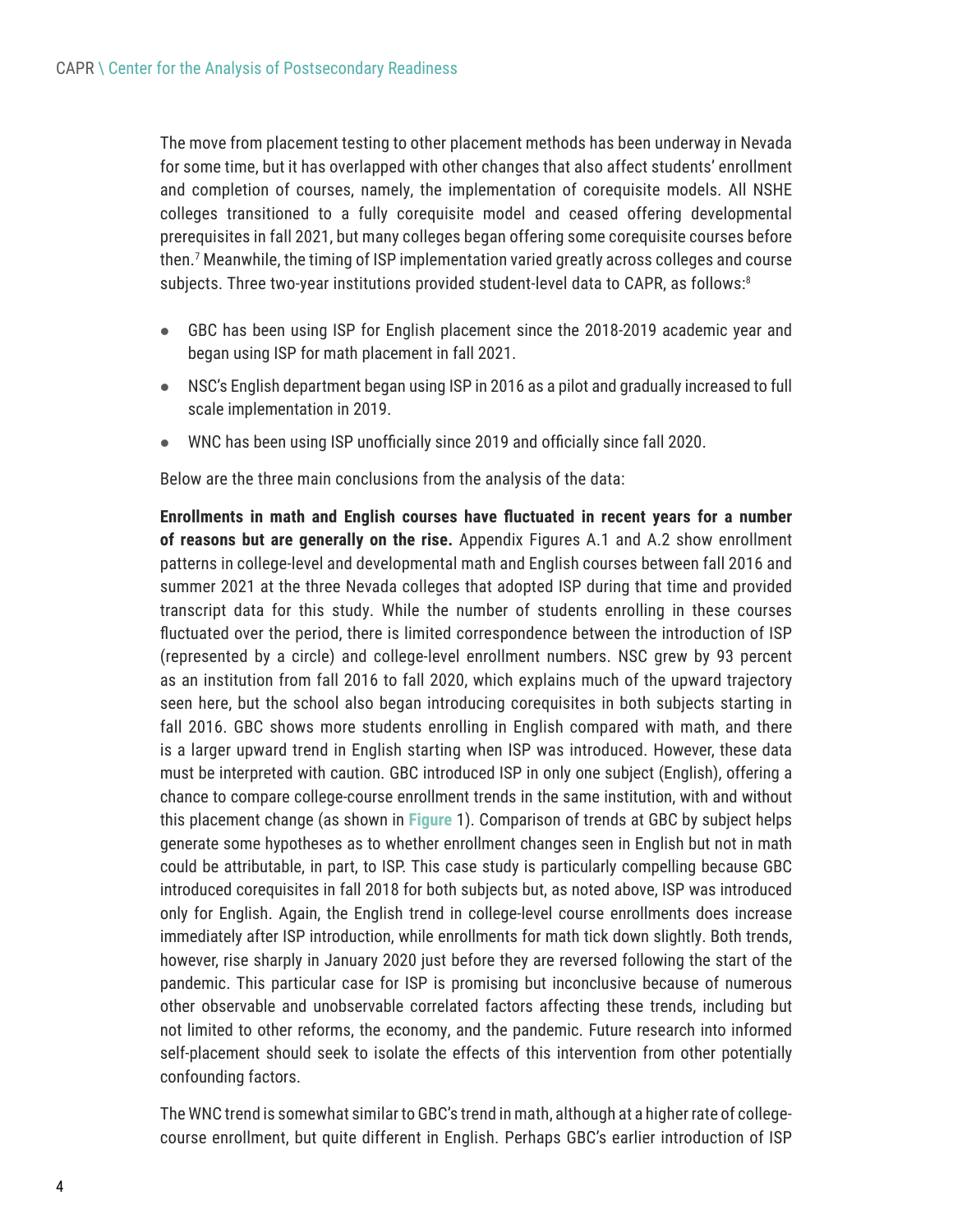The move from placement testing to other placement methods has been underway in Nevada for some time, but it has overlapped with other changes that also affect students' enrollment and completion of courses, namely, the implementation of corequisite models. All NSHE colleges transitioned to a fully corequisite model and ceased offering developmental prerequisites in fall 2021, but many colleges began offering some corequisite courses before then.[7] Meanwhile, the timing of ISP implementation varied greatly across colleges and course subjects. Three two-year institutions provided student-level data to CAPR, as follows:[8]

- GBC has been using ISP for English placement since the 2018-2019 academic year and began using ISP for math placement in fall 2021.
- NSC's English department began using ISP in 2016 as a pilot and gradually increased to full scale implementation in 2019.
- WNC has been using ISP unofficially since 2019 and officially since fall 2020.

Below are the three main conclusions from the analysis of the data:

**Enrollments in math and English courses have fluctuated in recent years for a number of reasons but are generally on the rise.** Appendix Figures A.1 and A.2 show enrollment patterns in college-level and developmental math and English courses between fall 2016 and summer 2021 at the three Nevada colleges that adopted ISP during that time and provided transcript data for this study. While the number of students enrolling in these courses fluctuated over the period, there is limited correspondence between the introduction of ISP (represented by a circle) and college-level enrollment numbers. NSC grew by 93 percent as an institution from fall 2016 to fall 2020, which explains much of the upward trajectory seen here, but the school also began introducing corequisites in both subjects starting in fall 2016. GBC shows more students enrolling in English compared with math, and there is a larger upward trend in English starting when ISP was introduced. However, these data must be interpreted with caution. GBC introduced ISP in only one subject (English), offering a chance to compare college-course enrollment trends in the same institution, with and without this placement change (as shown in **Figure** 1). Comparison of trends at GBC by subject helps generate some hypotheses as to whether enrollment changes seen in English but not in math could be attributable, in part, to ISP. This case study is particularly compelling because GBC introduced corequisites in fall 2018 for both subjects but, as noted above, ISP was introduced only for English. Again, the English trend in college-level course enrollments does increase immediately after ISP introduction, while enrollments for math tick down slightly. Both trends, however, rise sharply in January 2020 just before they are reversed following the start of the pandemic. This particular case for ISP is promising but inconclusive because of numerous other observable and unobservable correlated factors affecting these trends, including but not limited to other reforms, the economy, and the pandemic. Future research into informed self-placement should seek to isolate the effects of this intervention from other potentially confounding factors.

The WNC trend is somewhat similar to GBC's trend in math, although at a higher rate of college-course enrollment, but quite different in English. Perhaps GBC's earlier introduction of ISP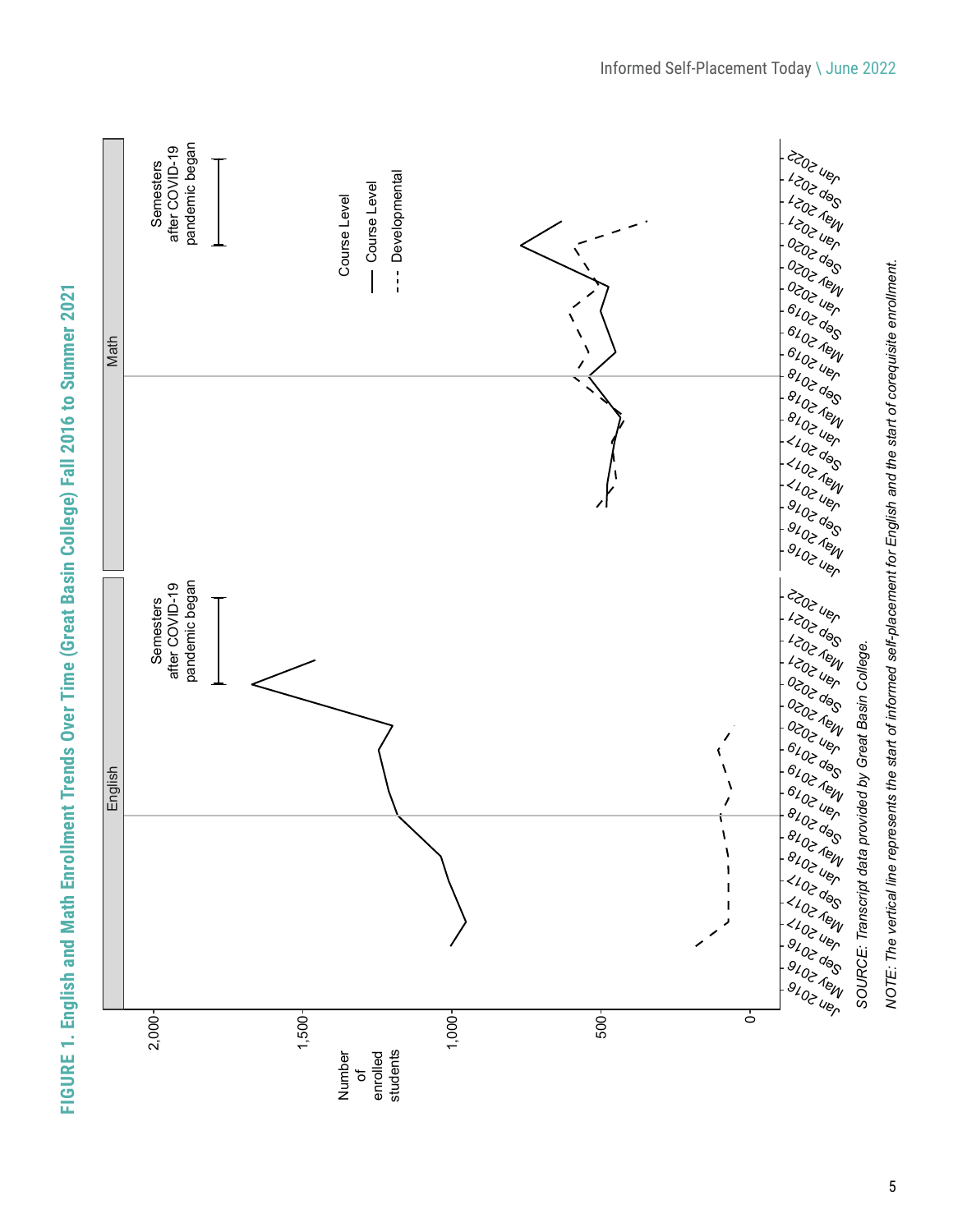**FIGURE 1. English and Math Enrollment Trends Over Time (Great Basin College) Fall 2016 to Summer 2021**

English | Math

Semesters after COVID-19 pandemic began

Number of enrolled students: 0, 500, 1,000, 1,500, 2,000

Jan 2016, May 2016, Sep 2016, Jan 2017, May 2017, Sep 2017, Jan 2018, May 2018, Sep 2018, Jan 2019, May 2019, Sep 2019, Jan 2020, May 2020, Sep 2020, Jan 2021, May 2021, Sep 2021, Jan 2022

Course Level
— Course Level
--- Developmental

*SOURCE: Transcript data provided by Great Basin College.*

*NOTE: The vertical line represents the start of informed self-placement for English and the start of corequisite enrollment.*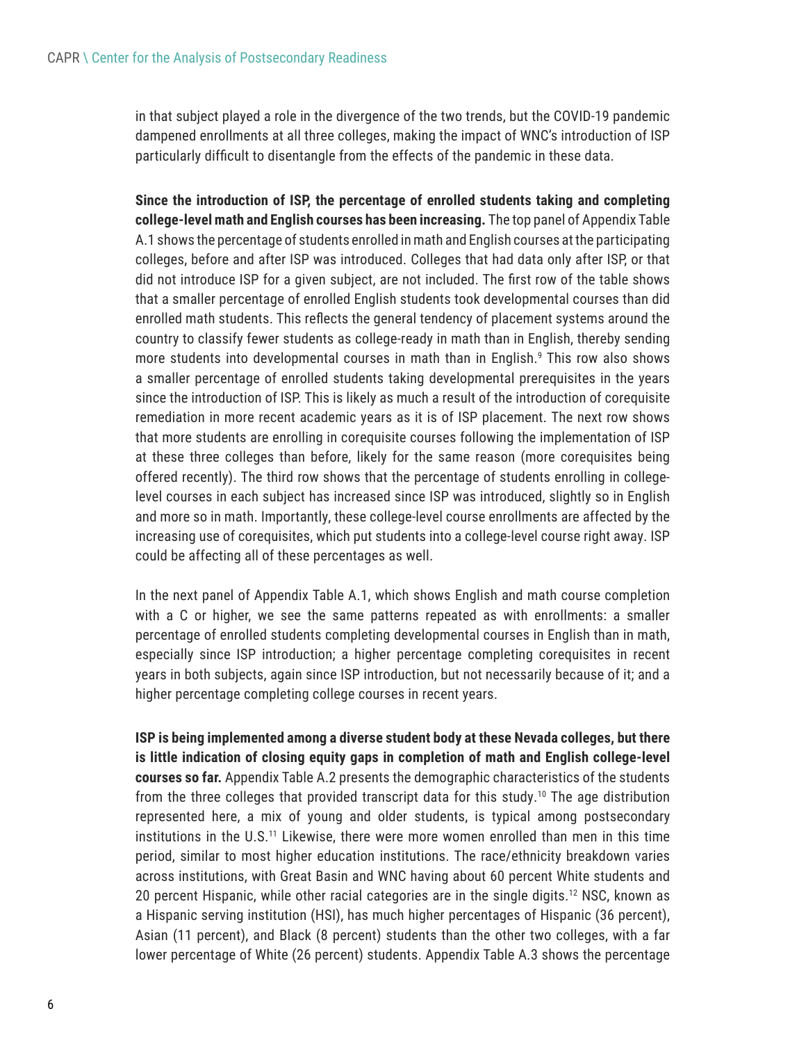in that subject played a role in the divergence of the two trends, but the COVID-19 pandemic dampened enrollments at all three colleges, making the impact of WNC's introduction of ISP particularly difficult to disentangle from the effects of the pandemic in these data.

**Since the introduction of ISP, the percentage of enrolled students taking and completing college-level math and English courses has been increasing.** The top panel of Appendix Table A.1 shows the percentage of students enrolled in math and English courses at the participating colleges, before and after ISP was introduced. Colleges that had data only after ISP, or that did not introduce ISP for a given subject, are not included. The first row of the table shows that a smaller percentage of enrolled English students took developmental courses than did enrolled math students. This reflects the general tendency of placement systems around the country to classify fewer students as college-ready in math than in English, thereby sending more students into developmental courses in math than in English.[9] This row also shows a smaller percentage of enrolled students taking developmental prerequisites in the years since the introduction of ISP. This is likely as much a result of the introduction of corequisite remediation in more recent academic years as it is of ISP placement. The next row shows that more students are enrolling in corequisite courses following the implementation of ISP at these three colleges than before, likely for the same reason (more corequisites being offered recently). The third row shows that the percentage of students enrolling in college-level courses in each subject has increased since ISP was introduced, slightly so in English and more so in math. Importantly, these college-level course enrollments are affected by the increasing use of corequisites, which put students into a college-level course right away. ISP could be affecting all of these percentages as well.

In the next panel of Appendix Table A.1, which shows English and math course completion with a C or higher, we see the same patterns repeated as with enrollments: a smaller percentage of enrolled students completing developmental courses in English than in math, especially since ISP introduction; a higher percentage completing corequisites in recent years in both subjects, again since ISP introduction, but not necessarily because of it; and a higher percentage completing college courses in recent years.

**ISP is being implemented among a diverse student body at these Nevada colleges, but there is little indication of closing equity gaps in completion of math and English college-level courses so far.** Appendix Table A.2 presents the demographic characteristics of the students from the three colleges that provided transcript data for this study.[10] The age distribution represented here, a mix of young and older students, is typical among postsecondary institutions in the U.S.[11] Likewise, there were more women enrolled than men in this time period, similar to most higher education institutions. The race/ethnicity breakdown varies across institutions, with Great Basin and WNC having about 60 percent White students and 20 percent Hispanic, while other racial categories are in the single digits.[12] NSC, known as a Hispanic serving institution (HSI), has much higher percentages of Hispanic (36 percent), Asian (11 percent), and Black (8 percent) students than the other two colleges, with a far lower percentage of White (26 percent) students. Appendix Table A.3 shows the percentage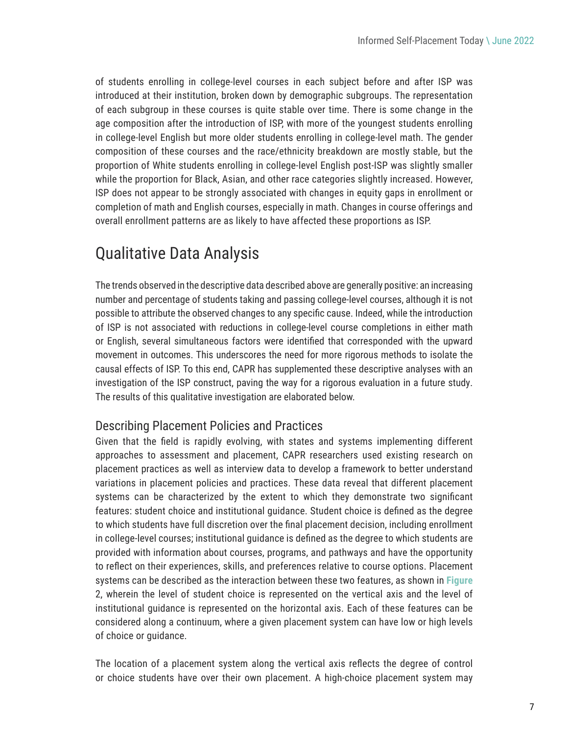of students enrolling in college-level courses in each subject before and after ISP was introduced at their institution, broken down by demographic subgroups. The representation of each subgroup in these courses is quite stable over time. There is some change in the age composition after the introduction of ISP, with more of the youngest students enrolling in college-level English but more older students enrolling in college-level math. The gender composition of these courses and the race/ethnicity breakdown are mostly stable, but the proportion of White students enrolling in college-level English post-ISP was slightly smaller while the proportion for Black, Asian, and other race categories slightly increased. However, ISP does not appear to be strongly associated with changes in equity gaps in enrollment or completion of math and English courses, especially in math. Changes in course offerings and overall enrollment patterns are as likely to have affected these proportions as ISP.

## Qualitative Data Analysis

The trends observed in the descriptive data described above are generally positive: an increasing number and percentage of students taking and passing college-level courses, although it is not possible to attribute the observed changes to any specific cause. Indeed, while the introduction of ISP is not associated with reductions in college-level course completions in either math or English, several simultaneous factors were identified that corresponded with the upward movement in outcomes. This underscores the need for more rigorous methods to isolate the causal effects of ISP. To this end, CAPR has supplemented these descriptive analyses with an investigation of the ISP construct, paving the way for a rigorous evaluation in a future study. The results of this qualitative investigation are elaborated below.

### Describing Placement Policies and Practices

Given that the field is rapidly evolving, with states and systems implementing different approaches to assessment and placement, CAPR researchers used existing research on placement practices as well as interview data to develop a framework to better understand variations in placement policies and practices. These data reveal that different placement systems can be characterized by the extent to which they demonstrate two significant features: student choice and institutional guidance. Student choice is defined as the degree to which students have full discretion over the final placement decision, including enrollment in college-level courses; institutional guidance is defined as the degree to which students are provided with information about courses, programs, and pathways and have the opportunity to reflect on their experiences, skills, and preferences relative to course options. Placement systems can be described as the interaction between these two features, as shown in **Figure** 2, wherein the level of student choice is represented on the vertical axis and the level of institutional guidance is represented on the horizontal axis. Each of these features can be considered along a continuum, where a given placement system can have low or high levels of choice or guidance.

The location of a placement system along the vertical axis reflects the degree of control or choice students have over their own placement. A high-choice placement system may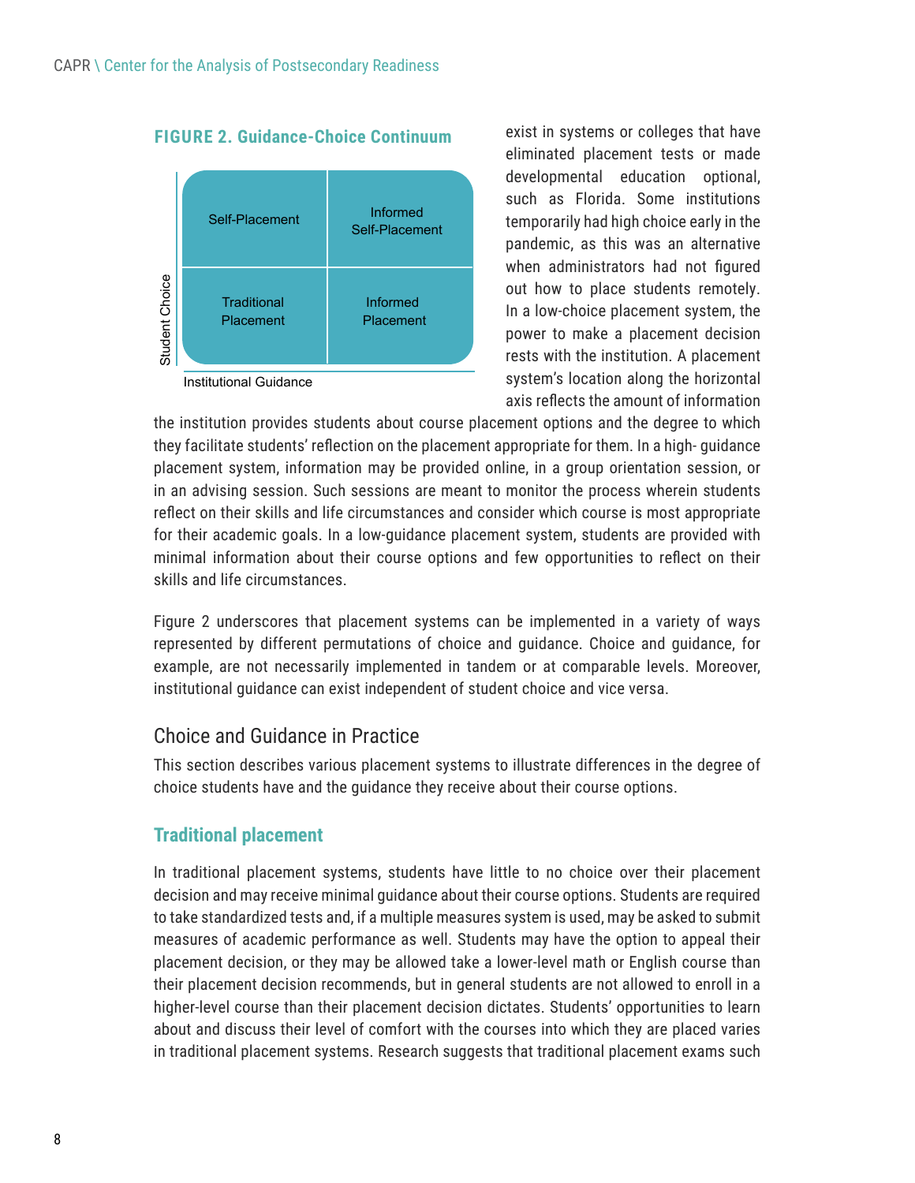**FIGURE 2. Guidance-Choice Continuum**

| | | |
|---|---|---|
| Student Choice | Self-Placement | Informed Self-Placement |
| | Traditional Placement | Informed Placement |
| | Institutional Guidance | |

exist in systems or colleges that have eliminated placement tests or made developmental education optional, such as Florida. Some institutions temporarily had high choice early in the pandemic, as this was an alternative when administrators had not figured out how to place students remotely. In a low-choice placement system, the power to make a placement decision rests with the institution. A placement system's location along the horizontal axis reflects the amount of information the institution provides students about course placement options and the degree to which they facilitate students' reflection on the placement appropriate for them. In a high- guidance placement system, information may be provided online, in a group orientation session, or in an advising session. Such sessions are meant to monitor the process wherein students reflect on their skills and life circumstances and consider which course is most appropriate for their academic goals. In a low-guidance placement system, students are provided with minimal information about their course options and few opportunities to reflect on their skills and life circumstances.

Figure 2 underscores that placement systems can be implemented in a variety of ways represented by different permutations of choice and guidance. Choice and guidance, for example, are not necessarily implemented in tandem or at comparable levels. Moreover, institutional guidance can exist independent of student choice and vice versa.

## Choice and Guidance in Practice

This section describes various placement systems to illustrate differences in the degree of choice students have and the guidance they receive about their course options.

### Traditional placement

In traditional placement systems, students have little to no choice over their placement decision and may receive minimal guidance about their course options. Students are required to take standardized tests and, if a multiple measures system is used, may be asked to submit measures of academic performance as well. Students may have the option to appeal their placement decision, or they may be allowed take a lower-level math or English course than their placement decision recommends, but in general students are not allowed to enroll in a higher-level course than their placement decision dictates. Students' opportunities to learn about and discuss their level of comfort with the courses into which they are placed varies in traditional placement systems. Research suggests that traditional placement exams such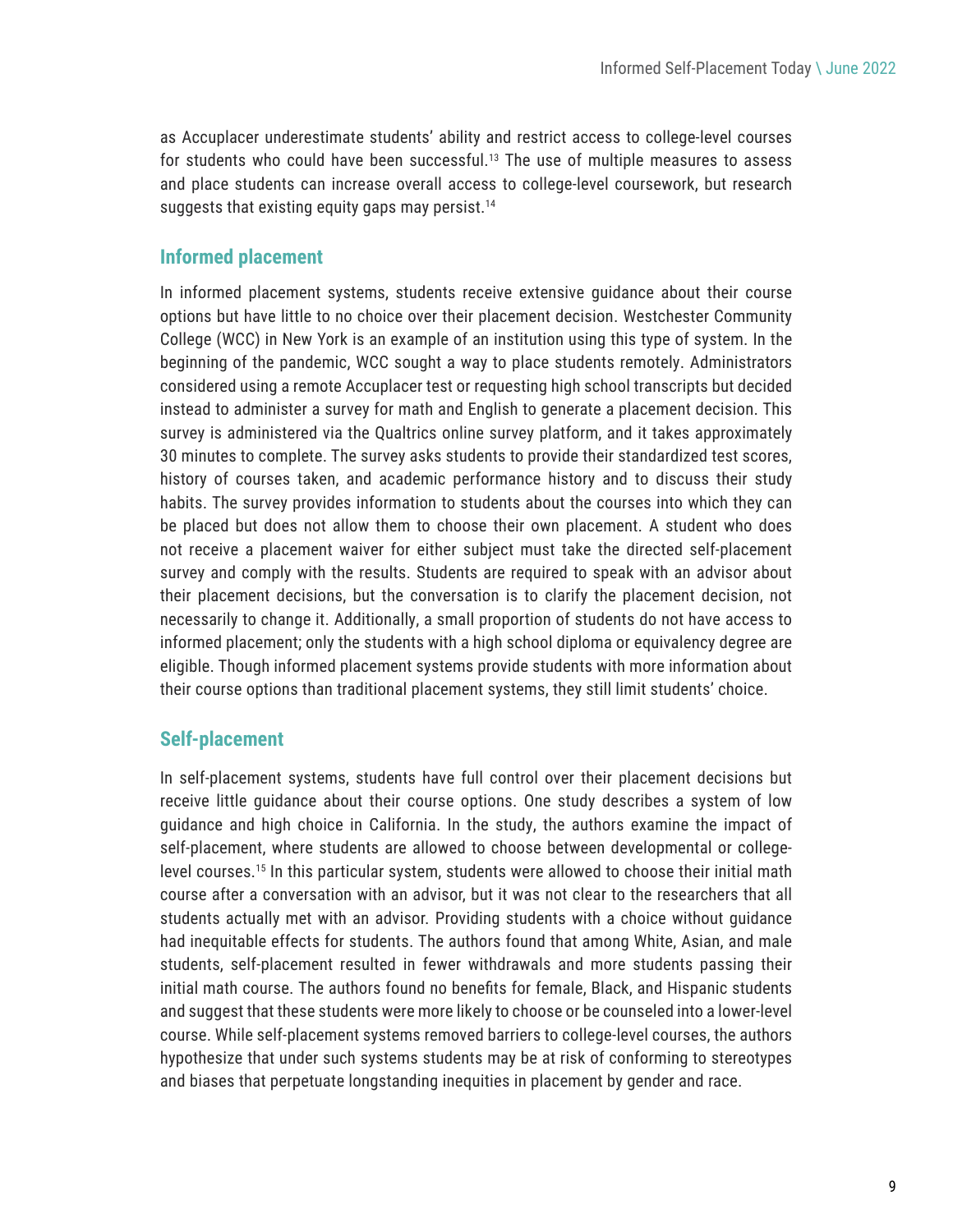as Accuplacer underestimate students' ability and restrict access to college-level courses for students who could have been successful.[13] The use of multiple measures to assess and place students can increase overall access to college-level coursework, but research suggests that existing equity gaps may persist.[14]

### Informed placement

In informed placement systems, students receive extensive guidance about their course options but have little to no choice over their placement decision. Westchester Community College (WCC) in New York is an example of an institution using this type of system. In the beginning of the pandemic, WCC sought a way to place students remotely. Administrators considered using a remote Accuplacer test or requesting high school transcripts but decided instead to administer a survey for math and English to generate a placement decision. This survey is administered via the Qualtrics online survey platform, and it takes approximately 30 minutes to complete. The survey asks students to provide their standardized test scores, history of courses taken, and academic performance history and to discuss their study habits. The survey provides information to students about the courses into which they can be placed but does not allow them to choose their own placement. A student who does not receive a placement waiver for either subject must take the directed self-placement survey and comply with the results. Students are required to speak with an advisor about their placement decisions, but the conversation is to clarify the placement decision, not necessarily to change it. Additionally, a small proportion of students do not have access to informed placement; only the students with a high school diploma or equivalency degree are eligible. Though informed placement systems provide students with more information about their course options than traditional placement systems, they still limit students' choice.

### Self-placement

In self-placement systems, students have full control over their placement decisions but receive little guidance about their course options. One study describes a system of low guidance and high choice in California. In the study, the authors examine the impact of self-placement, where students are allowed to choose between developmental or college-level courses.[15] In this particular system, students were allowed to choose their initial math course after a conversation with an advisor, but it was not clear to the researchers that all students actually met with an advisor. Providing students with a choice without guidance had inequitable effects for students. The authors found that among White, Asian, and male students, self-placement resulted in fewer withdrawals and more students passing their initial math course. The authors found no benefits for female, Black, and Hispanic students and suggest that these students were more likely to choose or be counseled into a lower-level course. While self-placement systems removed barriers to college-level courses, the authors hypothesize that under such systems students may be at risk of conforming to stereotypes and biases that perpetuate longstanding inequities in placement by gender and race.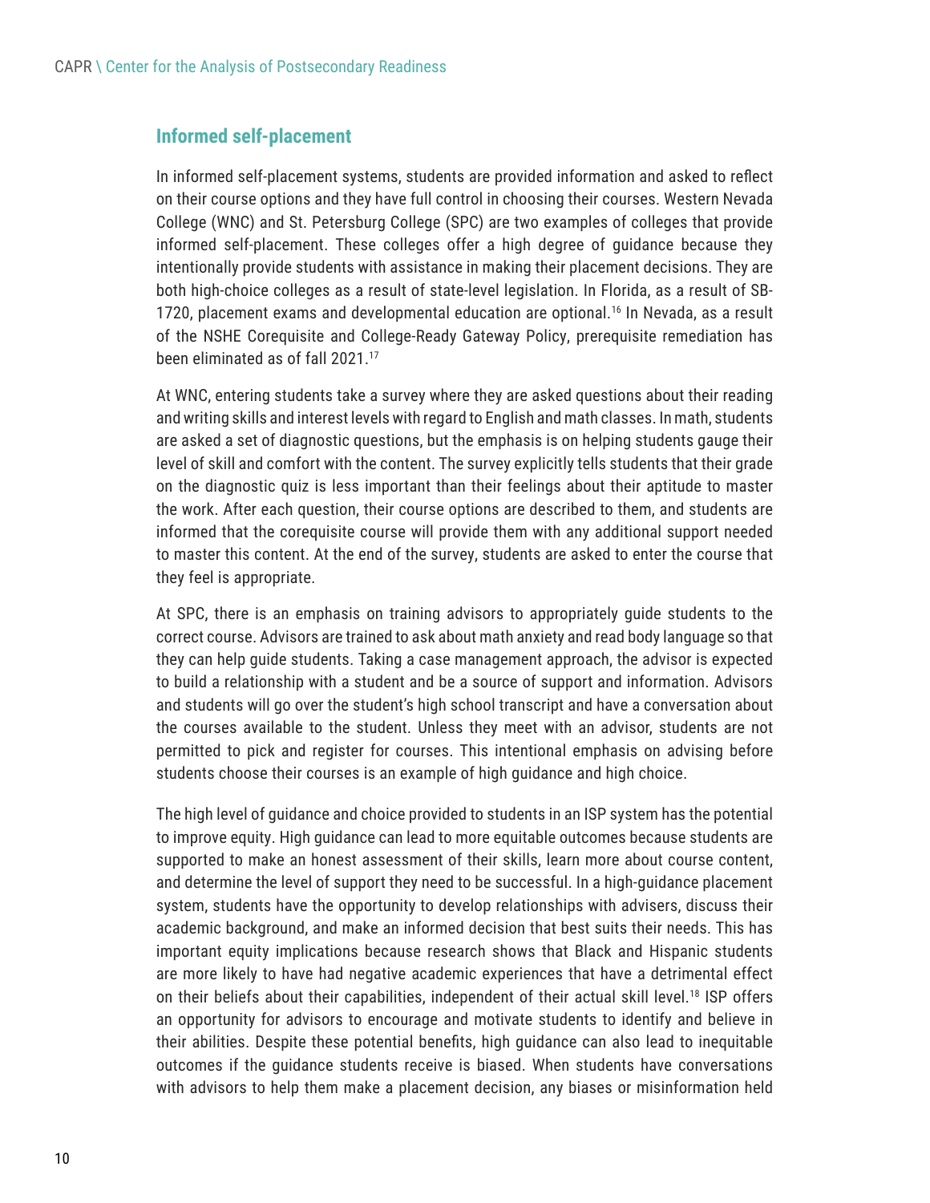## Informed self-placement

In informed self-placement systems, students are provided information and asked to reflect on their course options and they have full control in choosing their courses. Western Nevada College (WNC) and St. Petersburg College (SPC) are two examples of colleges that provide informed self-placement. These colleges offer a high degree of guidance because they intentionally provide students with assistance in making their placement decisions. They are both high-choice colleges as a result of state-level legislation. In Florida, as a result of SB-1720, placement exams and developmental education are optional.[16] In Nevada, as a result of the NSHE Corequisite and College-Ready Gateway Policy, prerequisite remediation has been eliminated as of fall 2021.[17]

At WNC, entering students take a survey where they are asked questions about their reading and writing skills and interest levels with regard to English and math classes. In math, students are asked a set of diagnostic questions, but the emphasis is on helping students gauge their level of skill and comfort with the content. The survey explicitly tells students that their grade on the diagnostic quiz is less important than their feelings about their aptitude to master the work. After each question, their course options are described to them, and students are informed that the corequisite course will provide them with any additional support needed to master this content. At the end of the survey, students are asked to enter the course that they feel is appropriate.

At SPC, there is an emphasis on training advisors to appropriately guide students to the correct course. Advisors are trained to ask about math anxiety and read body language so that they can help guide students. Taking a case management approach, the advisor is expected to build a relationship with a student and be a source of support and information. Advisors and students will go over the student's high school transcript and have a conversation about the courses available to the student. Unless they meet with an advisor, students are not permitted to pick and register for courses. This intentional emphasis on advising before students choose their courses is an example of high guidance and high choice.

The high level of guidance and choice provided to students in an ISP system has the potential to improve equity. High guidance can lead to more equitable outcomes because students are supported to make an honest assessment of their skills, learn more about course content, and determine the level of support they need to be successful. In a high-guidance placement system, students have the opportunity to develop relationships with advisers, discuss their academic background, and make an informed decision that best suits their needs. This has important equity implications because research shows that Black and Hispanic students are more likely to have had negative academic experiences that have a detrimental effect on their beliefs about their capabilities, independent of their actual skill level.[18] ISP offers an opportunity for advisors to encourage and motivate students to identify and believe in their abilities. Despite these potential benefits, high guidance can also lead to inequitable outcomes if the guidance students receive is biased. When students have conversations with advisors to help them make a placement decision, any biases or misinformation held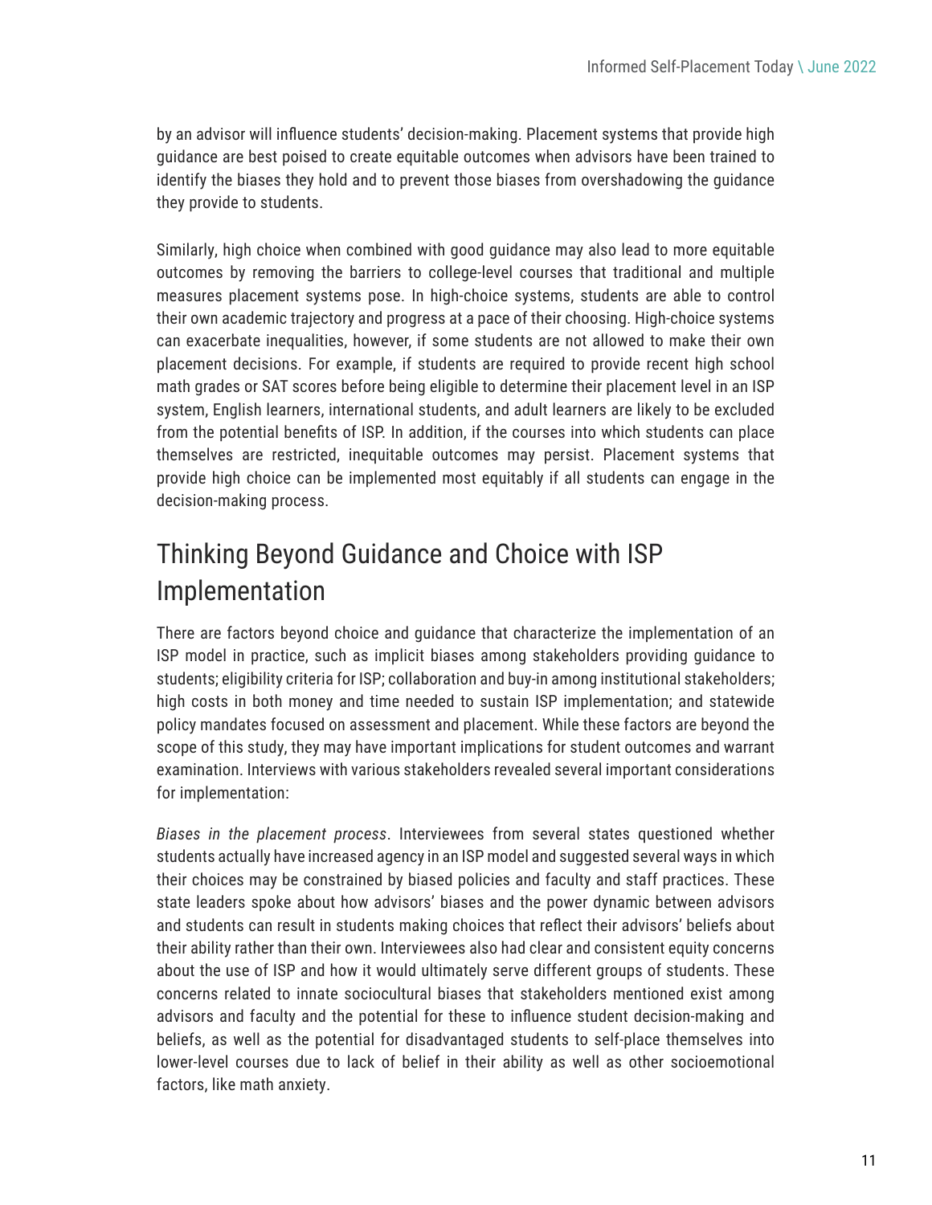by an advisor will influence students' decision-making. Placement systems that provide high guidance are best poised to create equitable outcomes when advisors have been trained to identify the biases they hold and to prevent those biases from overshadowing the guidance they provide to students.

Similarly, high choice when combined with good guidance may also lead to more equitable outcomes by removing the barriers to college-level courses that traditional and multiple measures placement systems pose. In high-choice systems, students are able to control their own academic trajectory and progress at a pace of their choosing. High-choice systems can exacerbate inequalities, however, if some students are not allowed to make their own placement decisions. For example, if students are required to provide recent high school math grades or SAT scores before being eligible to determine their placement level in an ISP system, English learners, international students, and adult learners are likely to be excluded from the potential benefits of ISP. In addition, if the courses into which students can place themselves are restricted, inequitable outcomes may persist. Placement systems that provide high choice can be implemented most equitably if all students can engage in the decision-making process.

## Thinking Beyond Guidance and Choice with ISP Implementation

There are factors beyond choice and guidance that characterize the implementation of an ISP model in practice, such as implicit biases among stakeholders providing guidance to students; eligibility criteria for ISP; collaboration and buy-in among institutional stakeholders; high costs in both money and time needed to sustain ISP implementation; and statewide policy mandates focused on assessment and placement. While these factors are beyond the scope of this study, they may have important implications for student outcomes and warrant examination. Interviews with various stakeholders revealed several important considerations for implementation:

*Biases in the placement process*. Interviewees from several states questioned whether students actually have increased agency in an ISP model and suggested several ways in which their choices may be constrained by biased policies and faculty and staff practices. These state leaders spoke about how advisors' biases and the power dynamic between advisors and students can result in students making choices that reflect their advisors' beliefs about their ability rather than their own. Interviewees also had clear and consistent equity concerns about the use of ISP and how it would ultimately serve different groups of students. These concerns related to innate sociocultural biases that stakeholders mentioned exist among advisors and faculty and the potential for these to influence student decision-making and beliefs, as well as the potential for disadvantaged students to self-place themselves into lower-level courses due to lack of belief in their ability as well as other socioemotional factors, like math anxiety.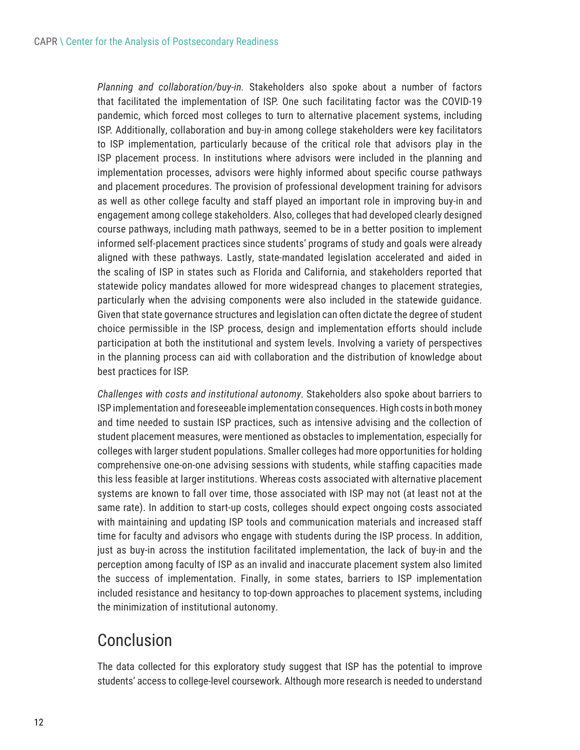*Planning and collaboration/buy-in.* Stakeholders also spoke about a number of factors that facilitated the implementation of ISP. One such facilitating factor was the COVID-19 pandemic, which forced most colleges to turn to alternative placement systems, including ISP. Additionally, collaboration and buy-in among college stakeholders were key facilitators to ISP implementation, particularly because of the critical role that advisors play in the ISP placement process. In institutions where advisors were included in the planning and implementation processes, advisors were highly informed about specific course pathways and placement procedures. The provision of professional development training for advisors as well as other college faculty and staff played an important role in improving buy-in and engagement among college stakeholders. Also, colleges that had developed clearly designed course pathways, including math pathways, seemed to be in a better position to implement informed self-placement practices since students' programs of study and goals were already aligned with these pathways. Lastly, state-mandated legislation accelerated and aided in the scaling of ISP in states such as Florida and California, and stakeholders reported that statewide policy mandates allowed for more widespread changes to placement strategies, particularly when the advising components were also included in the statewide guidance. Given that state governance structures and legislation can often dictate the degree of student choice permissible in the ISP process, design and implementation efforts should include participation at both the institutional and system levels. Involving a variety of perspectives in the planning process can aid with collaboration and the distribution of knowledge about best practices for ISP.

*Challenges with costs and institutional autonomy.* Stakeholders also spoke about barriers to ISP implementation and foreseeable implementation consequences. High costs in both money and time needed to sustain ISP practices, such as intensive advising and the collection of student placement measures, were mentioned as obstacles to implementation, especially for colleges with larger student populations. Smaller colleges had more opportunities for holding comprehensive one-on-one advising sessions with students, while staffing capacities made this less feasible at larger institutions. Whereas costs associated with alternative placement systems are known to fall over time, those associated with ISP may not (at least not at the same rate). In addition to start-up costs, colleges should expect ongoing costs associated with maintaining and updating ISP tools and communication materials and increased staff time for faculty and advisors who engage with students during the ISP process. In addition, just as buy-in across the institution facilitated implementation, the lack of buy-in and the perception among faculty of ISP as an invalid and inaccurate placement system also limited the success of implementation. Finally, in some states, barriers to ISP implementation included resistance and hesitancy to top-down approaches to placement systems, including the minimization of institutional autonomy.

## Conclusion

The data collected for this exploratory study suggest that ISP has the potential to improve students' access to college-level coursework. Although more research is needed to understand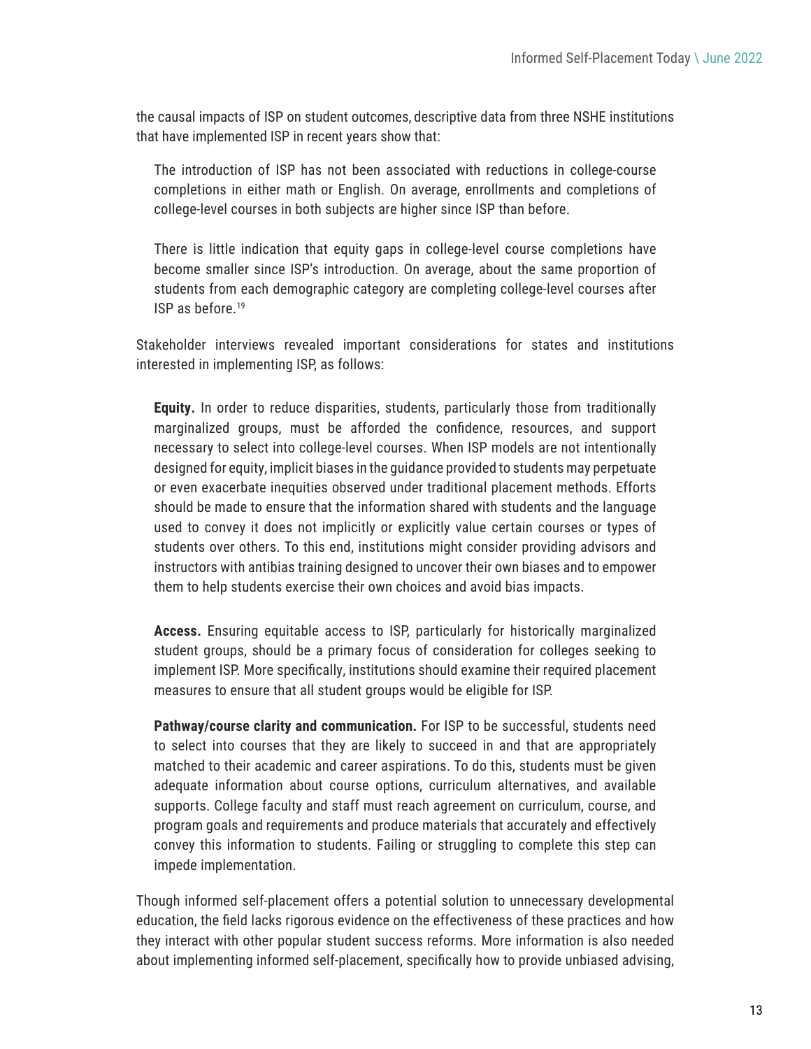the causal impacts of ISP on student outcomes, descriptive data from three NSHE institutions that have implemented ISP in recent years show that:

> The introduction of ISP has not been associated with reductions in college-course completions in either math or English. On average, enrollments and completions of college-level courses in both subjects are higher since ISP than before.
>
> There is little indication that equity gaps in college-level course completions have become smaller since ISP's introduction. On average, about the same proportion of students from each demographic category are completing college-level courses after ISP as before.[19]

Stakeholder interviews revealed important considerations for states and institutions interested in implementing ISP, as follows:

> **Equity.** In order to reduce disparities, students, particularly those from traditionally marginalized groups, must be afforded the confidence, resources, and support necessary to select into college-level courses. When ISP models are not intentionally designed for equity, implicit biases in the guidance provided to students may perpetuate or even exacerbate inequities observed under traditional placement methods. Efforts should be made to ensure that the information shared with students and the language used to convey it does not implicitly or explicitly value certain courses or types of students over others. To this end, institutions might consider providing advisors and instructors with antibias training designed to uncover their own biases and to empower them to help students exercise their own choices and avoid bias impacts.
>
> **Access.** Ensuring equitable access to ISP, particularly for historically marginalized student groups, should be a primary focus of consideration for colleges seeking to implement ISP. More specifically, institutions should examine their required placement measures to ensure that all student groups would be eligible for ISP.
>
> **Pathway/course clarity and communication.** For ISP to be successful, students need to select into courses that they are likely to succeed in and that are appropriately matched to their academic and career aspirations. To do this, students must be given adequate information about course options, curriculum alternatives, and available supports. College faculty and staff must reach agreement on curriculum, course, and program goals and requirements and produce materials that accurately and effectively convey this information to students. Failing or struggling to complete this step can impede implementation.

Though informed self-placement offers a potential solution to unnecessary developmental education, the field lacks rigorous evidence on the effectiveness of these practices and how they interact with other popular student success reforms. More information is also needed about implementing informed self-placement, specifically how to provide unbiased advising,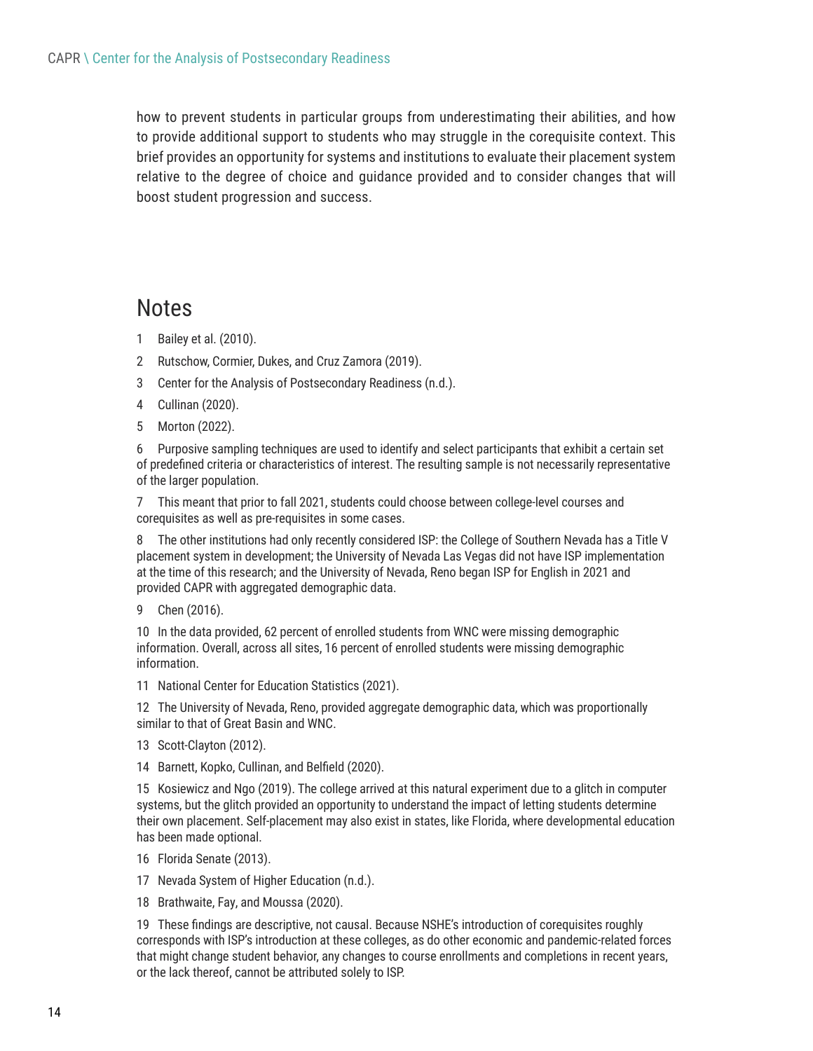how to prevent students in particular groups from underestimating their abilities, and how to provide additional support to students who may struggle in the corequisite context. This brief provides an opportunity for systems and institutions to evaluate their placement system relative to the degree of choice and guidance provided and to consider changes that will boost student progression and success.

## Notes

1 Bailey et al. (2010).

2 Rutschow, Cormier, Dukes, and Cruz Zamora (2019).

3 Center for the Analysis of Postsecondary Readiness (n.d.).

4 Cullinan (2020).

5 Morton (2022).

6 Purposive sampling techniques are used to identify and select participants that exhibit a certain set of predefined criteria or characteristics of interest. The resulting sample is not necessarily representative of the larger population.

7 This meant that prior to fall 2021, students could choose between college-level courses and corequisites as well as pre-requisites in some cases.

8 The other institutions had only recently considered ISP: the College of Southern Nevada has a Title V placement system in development; the University of Nevada Las Vegas did not have ISP implementation at the time of this research; and the University of Nevada, Reno began ISP for English in 2021 and provided CAPR with aggregated demographic data.

9 Chen (2016).

10 In the data provided, 62 percent of enrolled students from WNC were missing demographic information. Overall, across all sites, 16 percent of enrolled students were missing demographic information.

11 National Center for Education Statistics (2021).

12 The University of Nevada, Reno, provided aggregate demographic data, which was proportionally similar to that of Great Basin and WNC.

13 Scott-Clayton (2012).

14 Barnett, Kopko, Cullinan, and Belfield (2020).

15 Kosiewicz and Ngo (2019). The college arrived at this natural experiment due to a glitch in computer systems, but the glitch provided an opportunity to understand the impact of letting students determine their own placement. Self-placement may also exist in states, like Florida, where developmental education has been made optional.

16 Florida Senate (2013).

17 Nevada System of Higher Education (n.d.).

18 Brathwaite, Fay, and Moussa (2020).

19 These findings are descriptive, not causal. Because NSHE's introduction of corequisites roughly corresponds with ISP's introduction at these colleges, as do other economic and pandemic-related forces that might change student behavior, any changes to course enrollments and completions in recent years, or the lack thereof, cannot be attributed solely to ISP.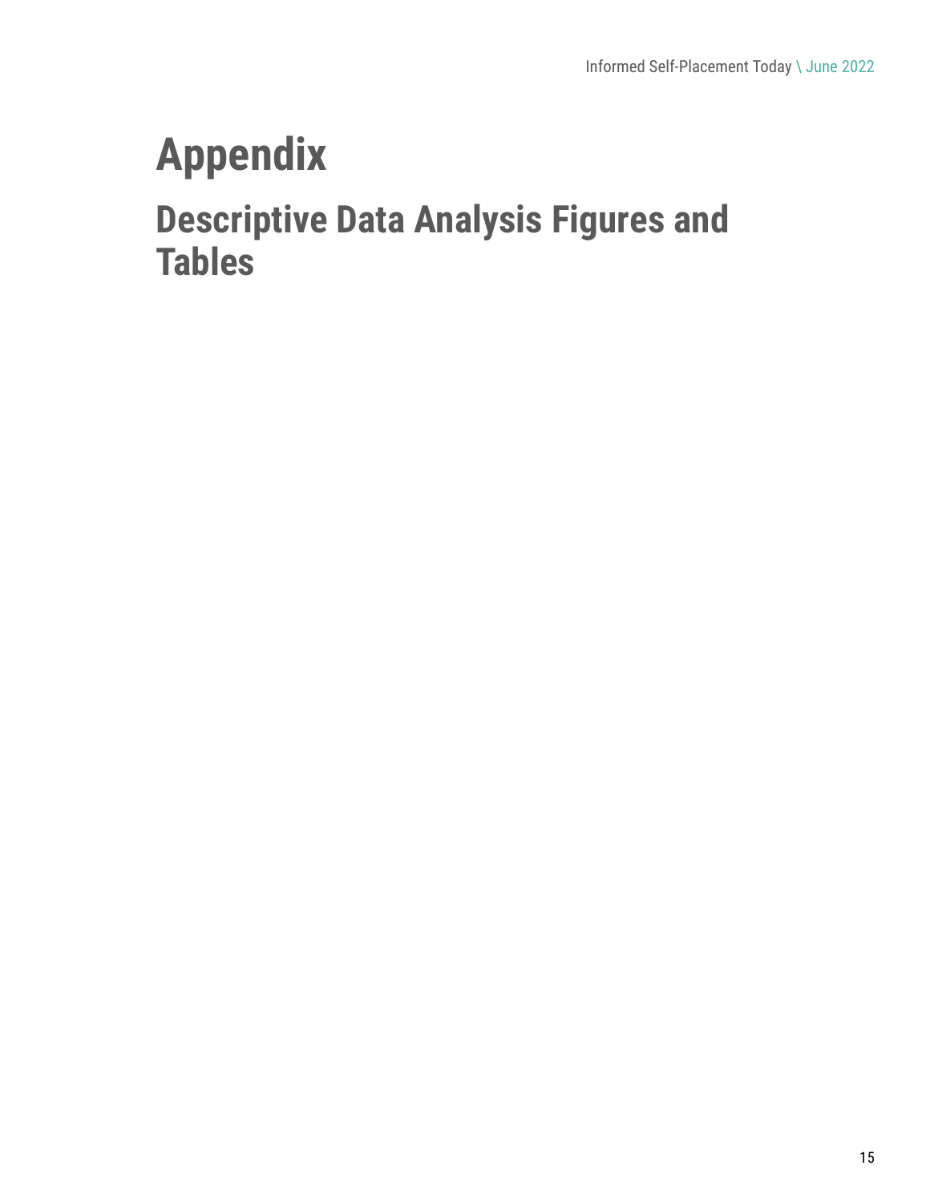# Appendix

## Descriptive Data Analysis Figures and Tables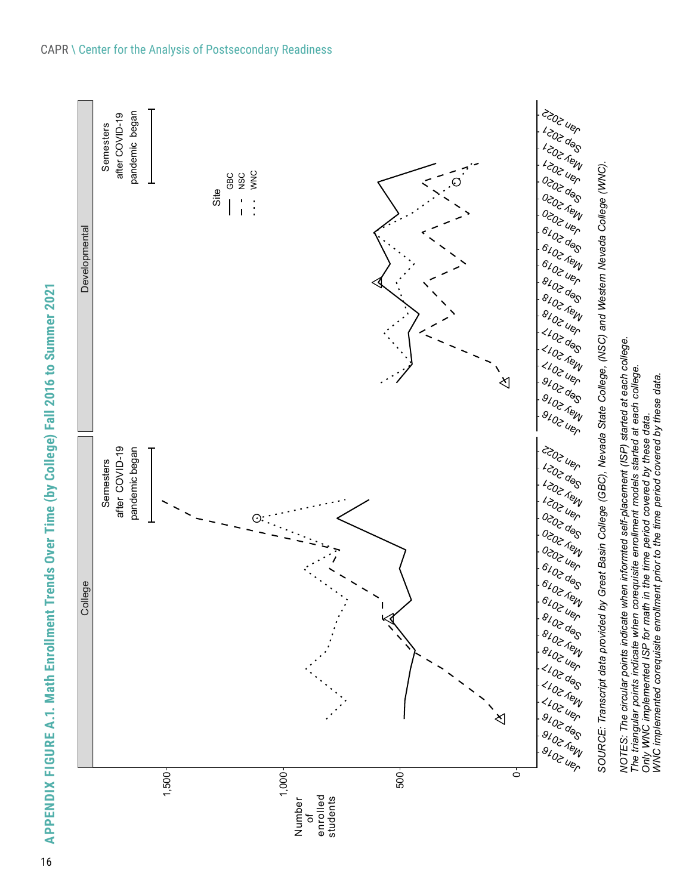## APPENDIX FIGURE A.1. Math Enrollment Trends Over Time (by College) Fall 2016 to Summer 2021

SOURCE: Transcript data provided by Great Basin College (GBC), Nevada State College, (NSC) and Western Nevada College (WNC).

NOTES: The circular points indicate when informed self-placement (ISP) started at each college.
The triangular points indicate when corequisite enrollment models started at each college.
Only WNC implemented ISP for math in the time period covered by these data.
WNC implemented corequisite enrollment prior to the time period covered by these data.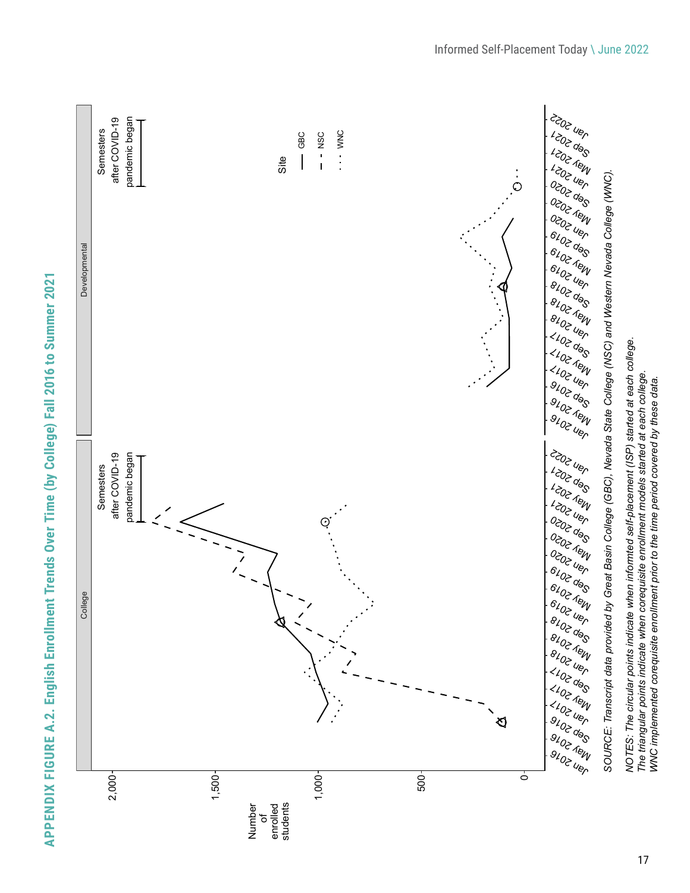# APPENDIX FIGURE A.2. English Enrollment Trends Over Time (by College) Fall 2016 to Summer 2021

SOURCE: Transcript data provided by Great Basin College (GBC), Nevada State College (NSC) and Western Nevada College (WNC).

NOTES: The circular points indicate when informted self-placement (ISP) started at each college.
The triangular points indicate when corequisite enrollment models started at each college.
WNC implemented corequisite enrollment prior to the time period covered by these data.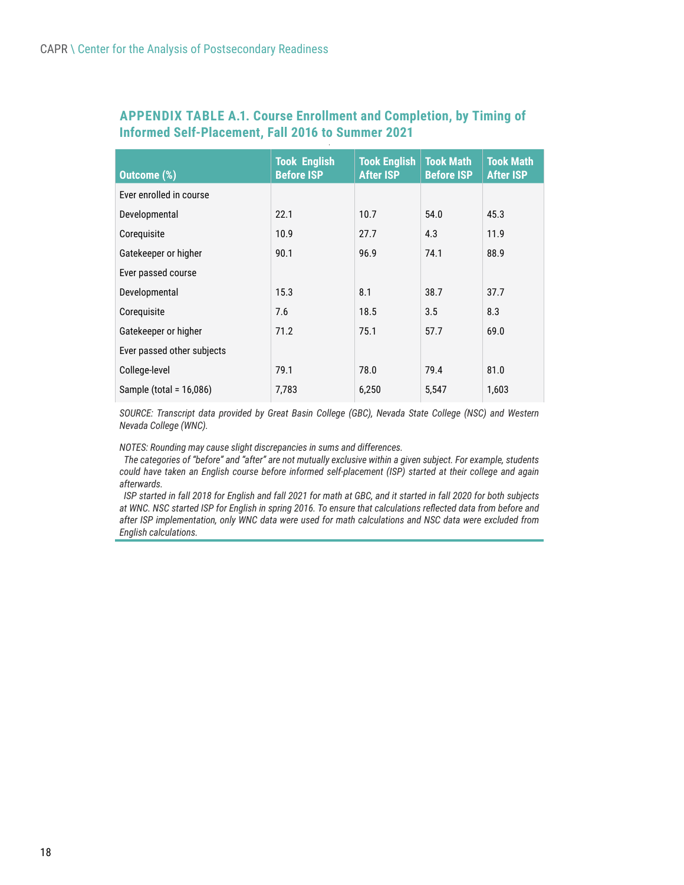### APPENDIX TABLE A.1. Course Enrollment and Completion, by Timing of Informed Self-Placement, Fall 2016 to Summer 2021

| Outcome (%) | Took English Before ISP | Took English After ISP | Took Math Before ISP | Took Math After ISP |
|---|---|---|---|---|
| Ever enrolled in course | | | | |
| Developmental | 22.1 | 10.7 | 54.0 | 45.3 |
| Corequisite | 10.9 | 27.7 | 4.3 | 11.9 |
| Gatekeeper or higher | 90.1 | 96.9 | 74.1 | 88.9 |
| Ever passed course | | | | |
| Developmental | 15.3 | 8.1 | 38.7 | 37.7 |
| Corequisite | 7.6 | 18.5 | 3.5 | 8.3 |
| Gatekeeper or higher | 71.2 | 75.1 | 57.7 | 69.0 |
| Ever passed other subjects | | | | |
| College-level | 79.1 | 78.0 | 79.4 | 81.0 |
| Sample (total = 16,086) | 7,783 | 6,250 | 5,547 | 1,603 |

*SOURCE: Transcript data provided by Great Basin College (GBC), Nevada State College (NSC) and Western Nevada College (WNC).*

*NOTES: Rounding may cause slight discrepancies in sums and differences.*

*The categories of "before" and "after" are not mutually exclusive within a given subject. For example, students could have taken an English course before informed self-placement (ISP) started at their college and again afterwards.*

*ISP started in fall 2018 for English and fall 2021 for math at GBC, and it started in fall 2020 for both subjects at WNC. NSC started ISP for English in spring 2016. To ensure that calculations reflected data from before and after ISP implementation, only WNC data were used for math calculations and NSC data were excluded from English calculations.*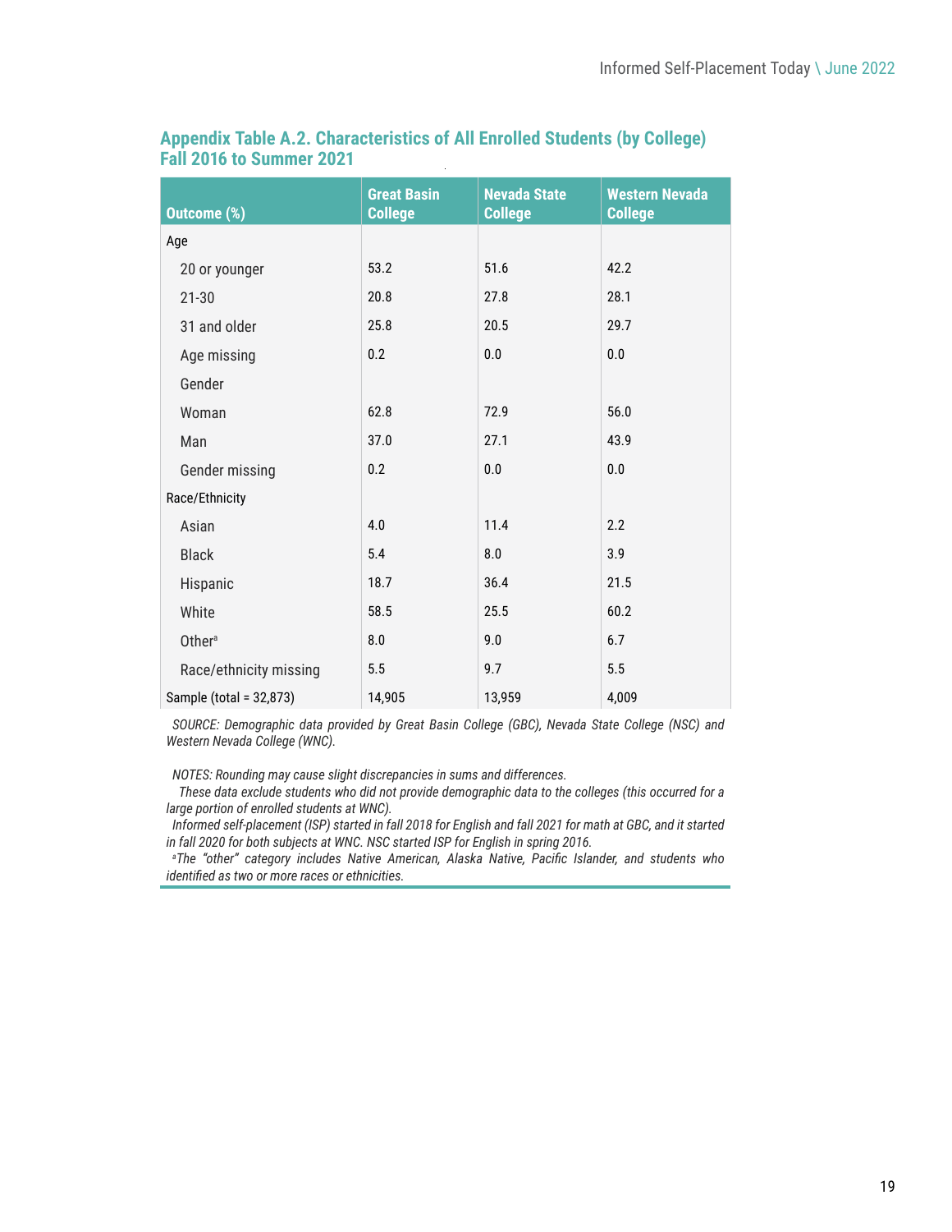### Appendix Table A.2. Characteristics of All Enrolled Students (by College) Fall 2016 to Summer 2021

| Outcome (%) | Great Basin College | Nevada State College | Western Nevada College |
|---|---|---|---|
| Age | | | |
| 20 or younger | 53.2 | 51.6 | 42.2 |
| 21-30 | 20.8 | 27.8 | 28.1 |
| 31 and older | 25.8 | 20.5 | 29.7 |
| Age missing | 0.2 | 0.0 | 0.0 |
| Gender | | | |
| Woman | 62.8 | 72.9 | 56.0 |
| Man | 37.0 | 27.1 | 43.9 |
| Gender missing | 0.2 | 0.0 | 0.0 |
| Race/Ethnicity | | | |
| Asian | 4.0 | 11.4 | 2.2 |
| Black | 5.4 | 8.0 | 3.9 |
| Hispanic | 18.7 | 36.4 | 21.5 |
| White | 58.5 | 25.5 | 60.2 |
| Other[a] | 8.0 | 9.0 | 6.7 |
| Race/ethnicity missing | 5.5 | 9.7 | 5.5 |
| Sample (total = 32,873) | 14,905 | 13,959 | 4,009 |

*SOURCE: Demographic data provided by Great Basin College (GBC), Nevada State College (NSC) and Western Nevada College (WNC).*

*NOTES: Rounding may cause slight discrepancies in sums and differences.*

*These data exclude students who did not provide demographic data to the colleges (this occurred for a large portion of enrolled students at WNC).*

*Informed self-placement (ISP) started in fall 2018 for English and fall 2021 for math at GBC, and it started in fall 2020 for both subjects at WNC. NSC started ISP for English in spring 2016.*

*[a]The "other" category includes Native American, Alaska Native, Pacific Islander, and students who identified as two or more races or ethnicities.*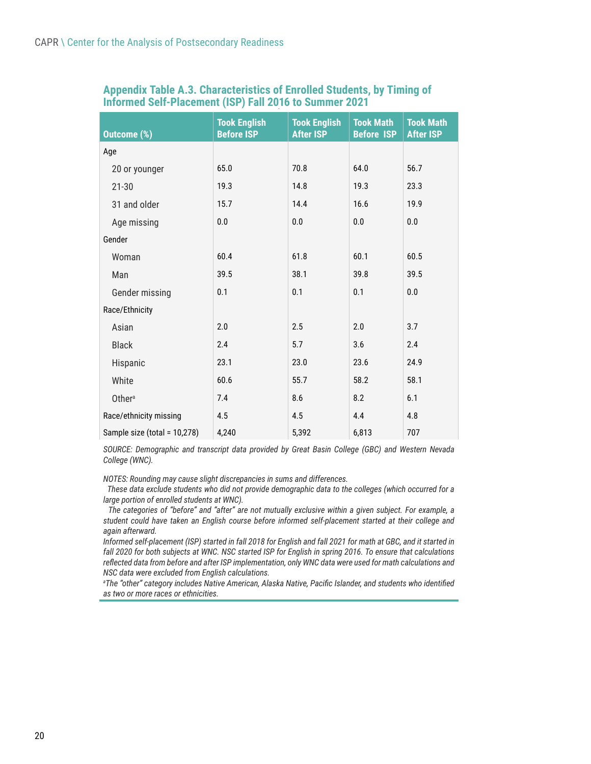### Appendix Table A.3. Characteristics of Enrolled Students, by Timing of Informed Self-Placement (ISP) Fall 2016 to Summer 2021

| Outcome (%) | Took English Before ISP | Took English After ISP | Took Math Before ISP | Took Math After ISP |
|---|---|---|---|---|
| Age | | | | |
| 20 or younger | 65.0 | 70.8 | 64.0 | 56.7 |
| 21-30 | 19.3 | 14.8 | 19.3 | 23.3 |
| 31 and older | 15.7 | 14.4 | 16.6 | 19.9 |
| Age missing | 0.0 | 0.0 | 0.0 | 0.0 |
| Gender | | | | |
| Woman | 60.4 | 61.8 | 60.1 | 60.5 |
| Man | 39.5 | 38.1 | 39.8 | 39.5 |
| Gender missing | 0.1 | 0.1 | 0.1 | 0.0 |
| Race/Ethnicity | | | | |
| Asian | 2.0 | 2.5 | 2.0 | 3.7 |
| Black | 2.4 | 5.7 | 3.6 | 2.4 |
| Hispanic | 23.1 | 23.0 | 23.6 | 24.9 |
| White | 60.6 | 55.7 | 58.2 | 58.1 |
| Other[a] | 7.4 | 8.6 | 8.2 | 6.1 |
| Race/ethnicity missing | 4.5 | 4.5 | 4.4 | 4.8 |
| Sample size (total = 10,278) | 4,240 | 5,392 | 6,813 | 707 |

*SOURCE: Demographic and transcript data provided by Great Basin College (GBC) and Western Nevada College (WNC).*

*NOTES: Rounding may cause slight discrepancies in sums and differences.*

*These data exclude students who did not provide demographic data to the colleges (which occurred for a large portion of enrolled students at WNC).*

*The categories of "before" and "after" are not mutually exclusive within a given subject. For example, a student could have taken an English course before informed self-placement started at their college and again afterward.*

*Informed self-placement (ISP) started in fall 2018 for English and fall 2021 for math at GBC, and it started in fall 2020 for both subjects at WNC. NSC started ISP for English in spring 2016. To ensure that calculations reflected data from before and after ISP implementation, only WNC data were used for math calculations and NSC data were excluded from English calculations.*

*[a]The "other" category includes Native American, Alaska Native, Pacific Islander, and students who identified as two or more races or ethnicities.*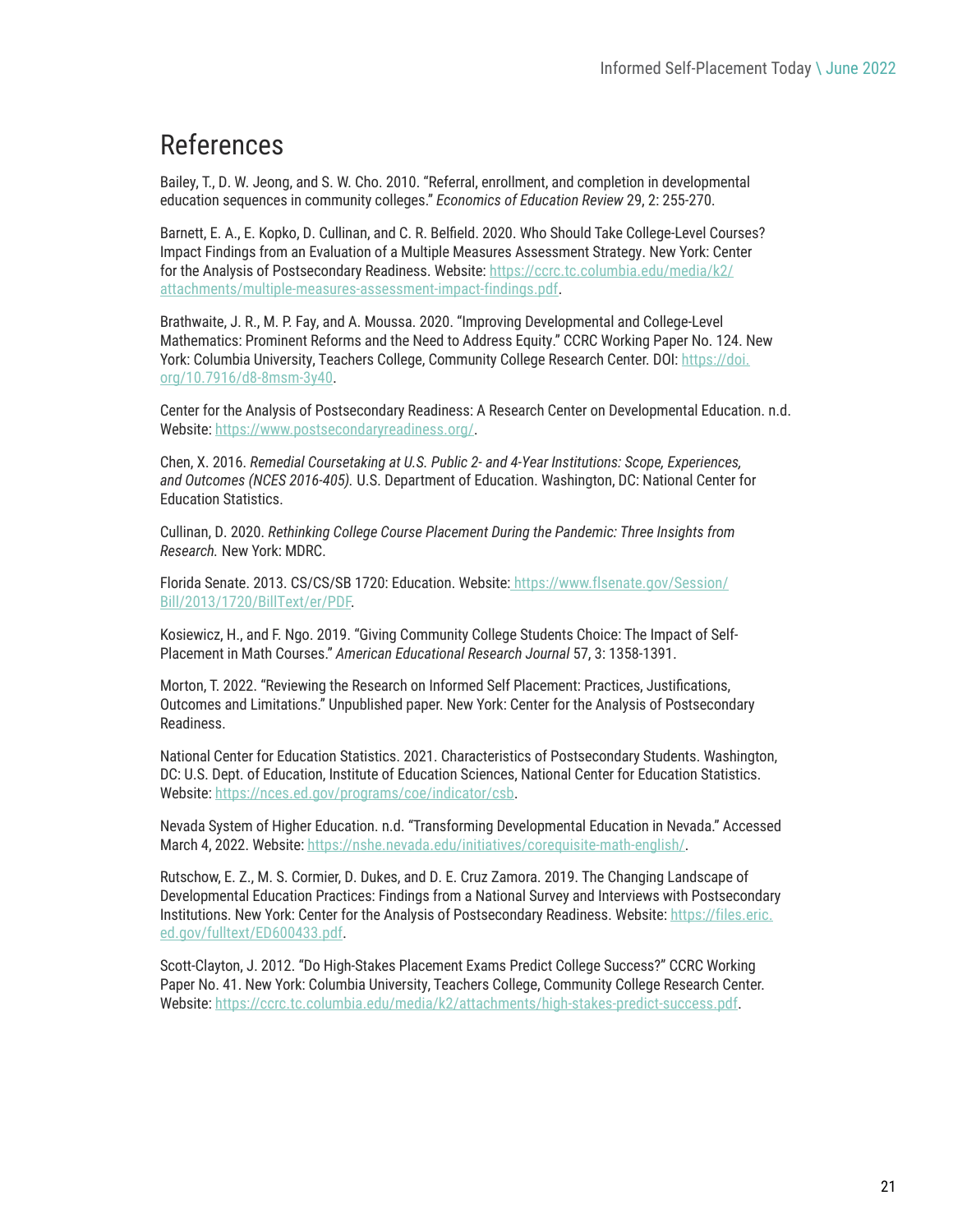# References

Bailey, T., D. W. Jeong, and S. W. Cho. 2010. "Referral, enrollment, and completion in developmental education sequences in community colleges." *Economics of Education Review* 29, 2: 255-270.

Barnett, E. A., E. Kopko, D. Cullinan, and C. R. Belfield. 2020. Who Should Take College-Level Courses? Impact Findings from an Evaluation of a Multiple Measures Assessment Strategy. New York: Center for the Analysis of Postsecondary Readiness. Website: https://ccrc.tc.columbia.edu/media/k2/attachments/multiple-measures-assessment-impact-findings.pdf.

Brathwaite, J. R., M. P. Fay, and A. Moussa. 2020. "Improving Developmental and College-Level Mathematics: Prominent Reforms and the Need to Address Equity." CCRC Working Paper No. 124. New York: Columbia University, Teachers College, Community College Research Center. DOI: https://doi.org/10.7916/d8-8msm-3y40.

Center for the Analysis of Postsecondary Readiness: A Research Center on Developmental Education. n.d. Website: https://www.postsecondaryreadiness.org/.

Chen, X. 2016. *Remedial Coursetaking at U.S. Public 2- and 4-Year Institutions: Scope, Experiences, and Outcomes (NCES 2016-405).* U.S. Department of Education. Washington, DC: National Center for Education Statistics.

Cullinan, D. 2020. *Rethinking College Course Placement During the Pandemic: Three Insights from Research.* New York: MDRC.

Florida Senate. 2013. CS/CS/SB 1720: Education. Website: https://www.flsenate.gov/Session/Bill/2013/1720/BillText/er/PDF.

Kosiewicz, H., and F. Ngo. 2019. "Giving Community College Students Choice: The Impact of Self-Placement in Math Courses." *American Educational Research Journal* 57, 3: 1358-1391.

Morton, T. 2022. "Reviewing the Research on Informed Self Placement: Practices, Justifications, Outcomes and Limitations." Unpublished paper. New York: Center for the Analysis of Postsecondary Readiness.

National Center for Education Statistics. 2021. Characteristics of Postsecondary Students. Washington, DC: U.S. Dept. of Education, Institute of Education Sciences, National Center for Education Statistics. Website: https://nces.ed.gov/programs/coe/indicator/csb.

Nevada System of Higher Education. n.d. "Transforming Developmental Education in Nevada." Accessed March 4, 2022. Website: https://nshe.nevada.edu/initiatives/corequisite-math-english/.

Rutschow, E. Z., M. S. Cormier, D. Dukes, and D. E. Cruz Zamora. 2019. The Changing Landscape of Developmental Education Practices: Findings from a National Survey and Interviews with Postsecondary Institutions. New York: Center for the Analysis of Postsecondary Readiness. Website: https://files.eric.ed.gov/fulltext/ED600433.pdf.

Scott-Clayton, J. 2012. "Do High-Stakes Placement Exams Predict College Success?" CCRC Working Paper No. 41. New York: Columbia University, Teachers College, Community College Research Center. Website: https://ccrc.tc.columbia.edu/media/k2/attachments/high-stakes-predict-success.pdf.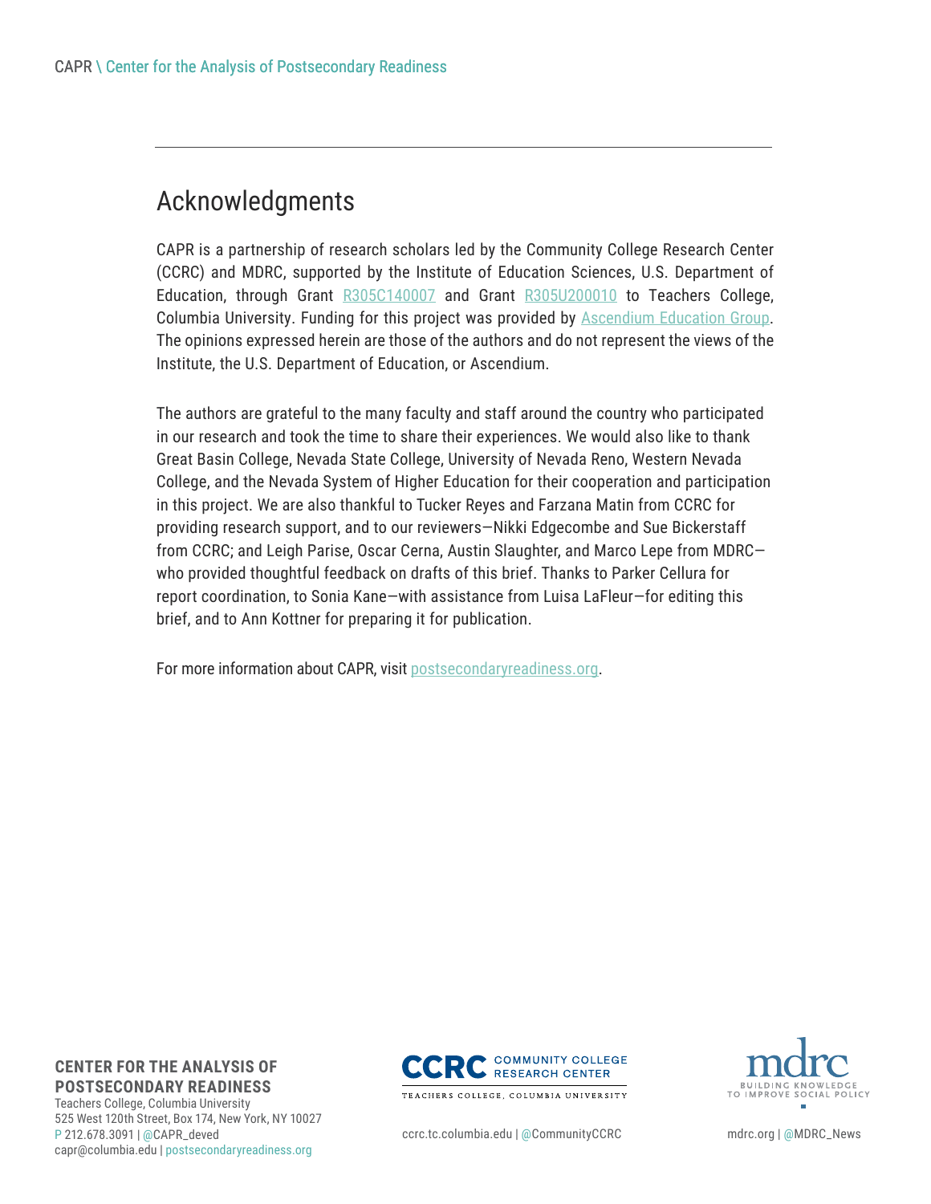## Acknowledgments

CAPR is a partnership of research scholars led by the Community College Research Center (CCRC) and MDRC, supported by the Institute of Education Sciences, U.S. Department of Education, through Grant R305C140007 and Grant R305U200010 to Teachers College, Columbia University. Funding for this project was provided by Ascendium Education Group. The opinions expressed herein are those of the authors and do not represent the views of the Institute, the U.S. Department of Education, or Ascendium.

The authors are grateful to the many faculty and staff around the country who participated in our research and took the time to share their experiences. We would also like to thank Great Basin College, Nevada State College, University of Nevada Reno, Western Nevada College, and the Nevada System of Higher Education for their cooperation and participation in this project. We are also thankful to Tucker Reyes and Farzana Matin from CCRC for providing research support, and to our reviewers—Nikki Edgecombe and Sue Bickerstaff from CCRC; and Leigh Parise, Oscar Cerna, Austin Slaughter, and Marco Lepe from MDRC—who provided thoughtful feedback on drafts of this brief. Thanks to Parker Cellura for report coordination, to Sonia Kane—with assistance from Luisa LaFleur—for editing this brief, and to Ann Kottner for preparing it for publication.

For more information about CAPR, visit postsecondaryreadiness.org.

**CENTER FOR THE ANALYSIS OF POSTSECONDARY READINESS**
Teachers College, Columbia University
525 West 120th Street, Box 174, New York, NY 10027
P 212.678.3091 | @CAPR_deved
capr@columbia.edu | postsecondaryreadiness.org

CCRC COMMUNITY COLLEGE RESEARCH CENTER
TEACHERS COLLEGE, COLUMBIA UNIVERSITY
ccrc.tc.columbia.edu | @CommunityCCRC

mdrc BUILDING KNOWLEDGE TO IMPROVE SOCIAL POLICY
mdrc.org | @MDRC_News